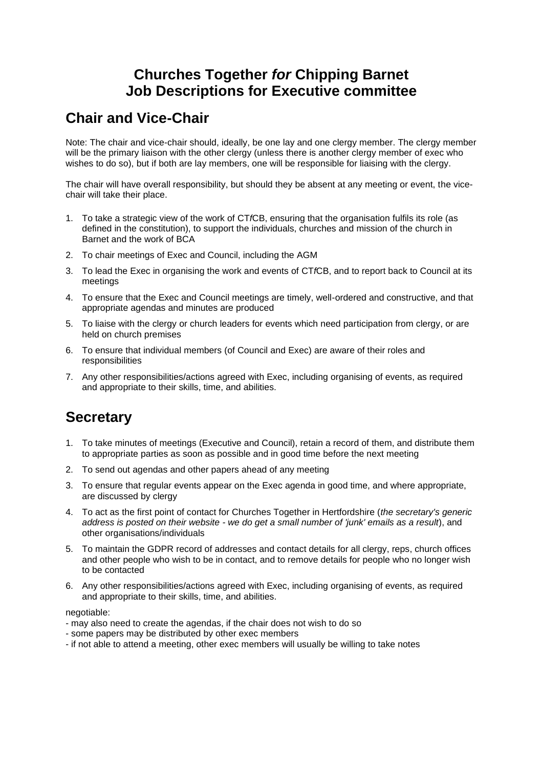# Churches Together *for* Chipping Barnet
# Job Descriptions for Executive committee

## Chair and Vice-Chair

Note: The chair and vice-chair should, ideally, be one lay and one clergy member. The clergy member will be the primary liaison with the other clergy (unless there is another clergy member of exec who wishes to do so), but if both are lay members, one will be responsible for liaising with the clergy.

The chair will have overall responsibility, but should they be absent at any meeting or event, the vice-chair will take their place.

1. To take a strategic view of the work of CT*f*CB, ensuring that the organisation fulfils its role (as defined in the constitution), to support the individuals, churches and mission of the church in Barnet and the work of BCA
2. To chair meetings of Exec and Council, including the AGM
3. To lead the Exec in organising the work and events of CT*f*CB, and to report back to Council at its meetings
4. To ensure that the Exec and Council meetings are timely, well-ordered and constructive, and that appropriate agendas and minutes are produced
5. To liaise with the clergy or church leaders for events which need participation from clergy, or are held on church premises
6. To ensure that individual members (of Council and Exec) are aware of their roles and responsibilities
7. Any other responsibilities/actions agreed with Exec, including organising of events, as required and appropriate to their skills, time, and abilities.

## Secretary

1. To take minutes of meetings (Executive and Council), retain a record of them, and distribute them to appropriate parties as soon as possible and in good time before the next meeting
2. To send out agendas and other papers ahead of any meeting
3. To ensure that regular events appear on the Exec agenda in good time, and where appropriate, are discussed by clergy
4. To act as the first point of contact for Churches Together in Hertfordshire (*the secretary's generic address is posted on their website - we do get a small number of 'junk' emails as a result*), and other organisations/individuals
5. To maintain the GDPR record of addresses and contact details for all clergy, reps, church offices and other people who wish to be in contact, and to remove details for people who no longer wish to be contacted
6. Any other responsibilities/actions agreed with Exec, including organising of events, as required and appropriate to their skills, time, and abilities.

negotiable:
- may also need to create the agendas, if the chair does not wish to do so
- some papers may be distributed by other exec members
- if not able to attend a meeting, other exec members will usually be willing to take notes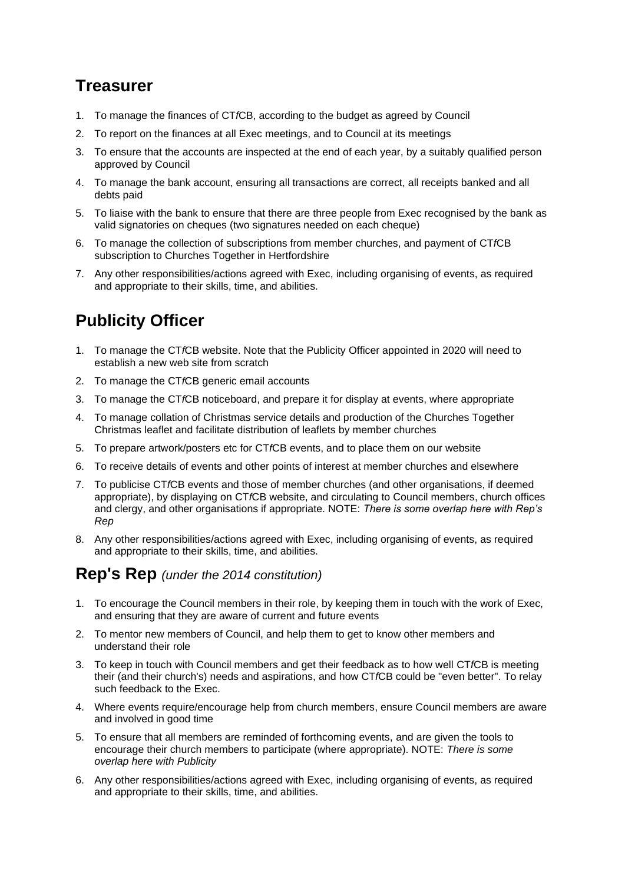## Treasurer

1. To manage the finances of CT*f*CB, according to the budget as agreed by Council
2. To report on the finances at all Exec meetings, and to Council at its meetings
3. To ensure that the accounts are inspected at the end of each year, by a suitably qualified person approved by Council
4. To manage the bank account, ensuring all transactions are correct, all receipts banked and all debts paid
5. To liaise with the bank to ensure that there are three people from Exec recognised by the bank as valid signatories on cheques (two signatures needed on each cheque)
6. To manage the collection of subscriptions from member churches, and payment of CT*f*CB subscription to Churches Together in Hertfordshire
7. Any other responsibilities/actions agreed with Exec, including organising of events, as required and appropriate to their skills, time, and abilities.

## Publicity Officer

1. To manage the CT*f*CB website. Note that the Publicity Officer appointed in 2020 will need to establish a new web site from scratch
2. To manage the CT*f*CB generic email accounts
3. To manage the CT*f*CB noticeboard, and prepare it for display at events, where appropriate
4. To manage collation of Christmas service details and production of the Churches Together Christmas leaflet and facilitate distribution of leaflets by member churches
5. To prepare artwork/posters etc for CT*f*CB events, and to place them on our website
6. To receive details of events and other points of interest at member churches and elsewhere
7. To publicise CT*f*CB events and those of member churches (and other organisations, if deemed appropriate), by displaying on CT*f*CB website, and circulating to Council members, church offices and clergy, and other organisations if appropriate. NOTE: *There is some overlap here with Rep's Rep*
8. Any other responsibilities/actions agreed with Exec, including organising of events, as required and appropriate to their skills, time, and abilities.

## Rep's Rep *(under the 2014 constitution)*

1. To encourage the Council members in their role, by keeping them in touch with the work of Exec, and ensuring that they are aware of current and future events
2. To mentor new members of Council, and help them to get to know other members and understand their role
3. To keep in touch with Council members and get their feedback as to how well CT*f*CB is meeting their (and their church's) needs and aspirations, and how CT*f*CB could be "even better". To relay such feedback to the Exec.
4. Where events require/encourage help from church members, ensure Council members are aware and involved in good time
5. To ensure that all members are reminded of forthcoming events, and are given the tools to encourage their church members to participate (where appropriate). NOTE: *There is some overlap here with Publicity*
6. Any other responsibilities/actions agreed with Exec, including organising of events, as required and appropriate to their skills, time, and abilities.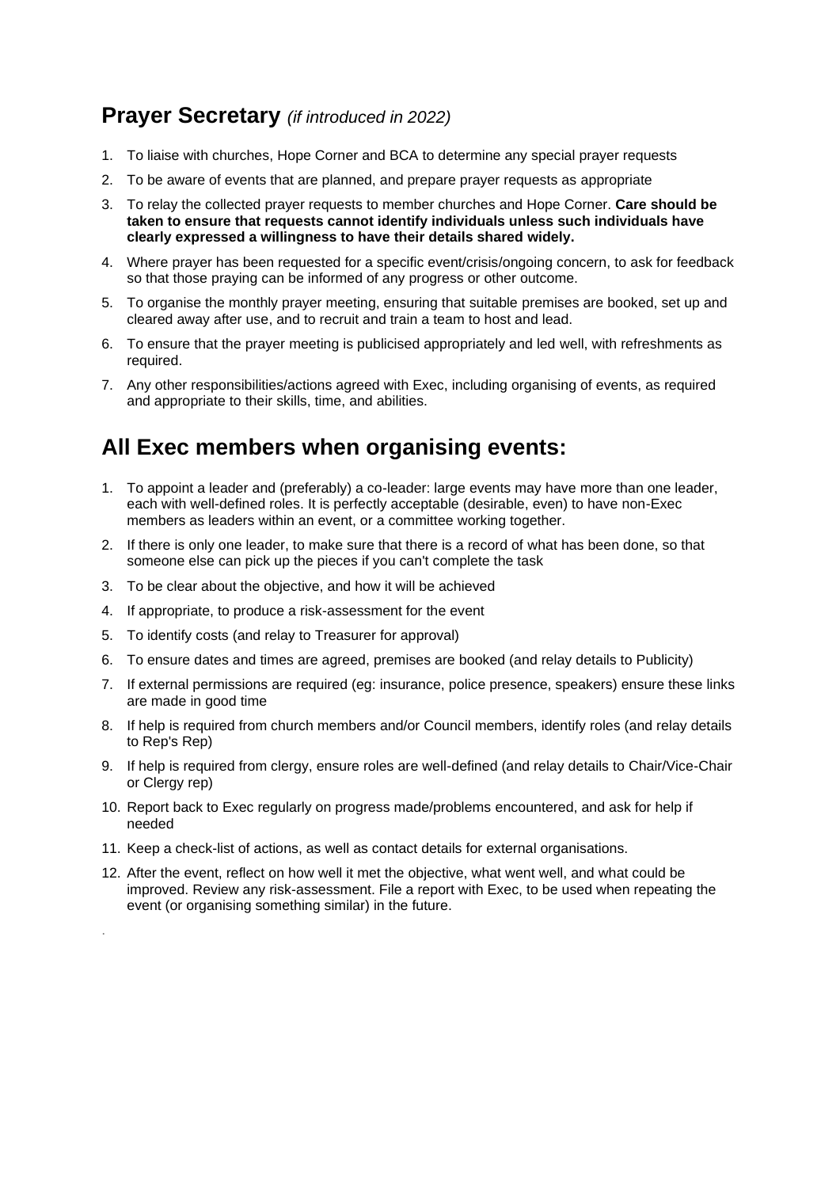## Prayer Secretary *(if introduced in 2022)*

1. To liaise with churches, Hope Corner and BCA to determine any special prayer requests
2. To be aware of events that are planned, and prepare prayer requests as appropriate
3. To relay the collected prayer requests to member churches and Hope Corner. **Care should be taken to ensure that requests cannot identify individuals unless such individuals have clearly expressed a willingness to have their details shared widely.**
4. Where prayer has been requested for a specific event/crisis/ongoing concern, to ask for feedback so that those praying can be informed of any progress or other outcome.
5. To organise the monthly prayer meeting, ensuring that suitable premises are booked, set up and cleared away after use, and to recruit and train a team to host and lead.
6. To ensure that the prayer meeting is publicised appropriately and led well, with refreshments as required.
7. Any other responsibilities/actions agreed with Exec, including organising of events, as required and appropriate to their skills, time, and abilities.

## All Exec members when organising events:

1. To appoint a leader and (preferably) a co-leader: large events may have more than one leader, each with well-defined roles. It is perfectly acceptable (desirable, even) to have non-Exec members as leaders within an event, or a committee working together.
2. If there is only one leader, to make sure that there is a record of what has been done, so that someone else can pick up the pieces if you can't complete the task
3. To be clear about the objective, and how it will be achieved
4. If appropriate, to produce a risk-assessment for the event
5. To identify costs (and relay to Treasurer for approval)
6. To ensure dates and times are agreed, premises are booked (and relay details to Publicity)
7. If external permissions are required (eg: insurance, police presence, speakers) ensure these links are made in good time
8. If help is required from church members and/or Council members, identify roles (and relay details to Rep's Rep)
9. If help is required from clergy, ensure roles are well-defined (and relay details to Chair/Vice-Chair or Clergy rep)
10. Report back to Exec regularly on progress made/problems encountered, and ask for help if needed
11. Keep a check-list of actions, as well as contact details for external organisations.
12. After the event, reflect on how well it met the objective, what went well, and what could be improved. Review any risk-assessment. File a report with Exec, to be used when repeating the event (or organising something similar) in the future.